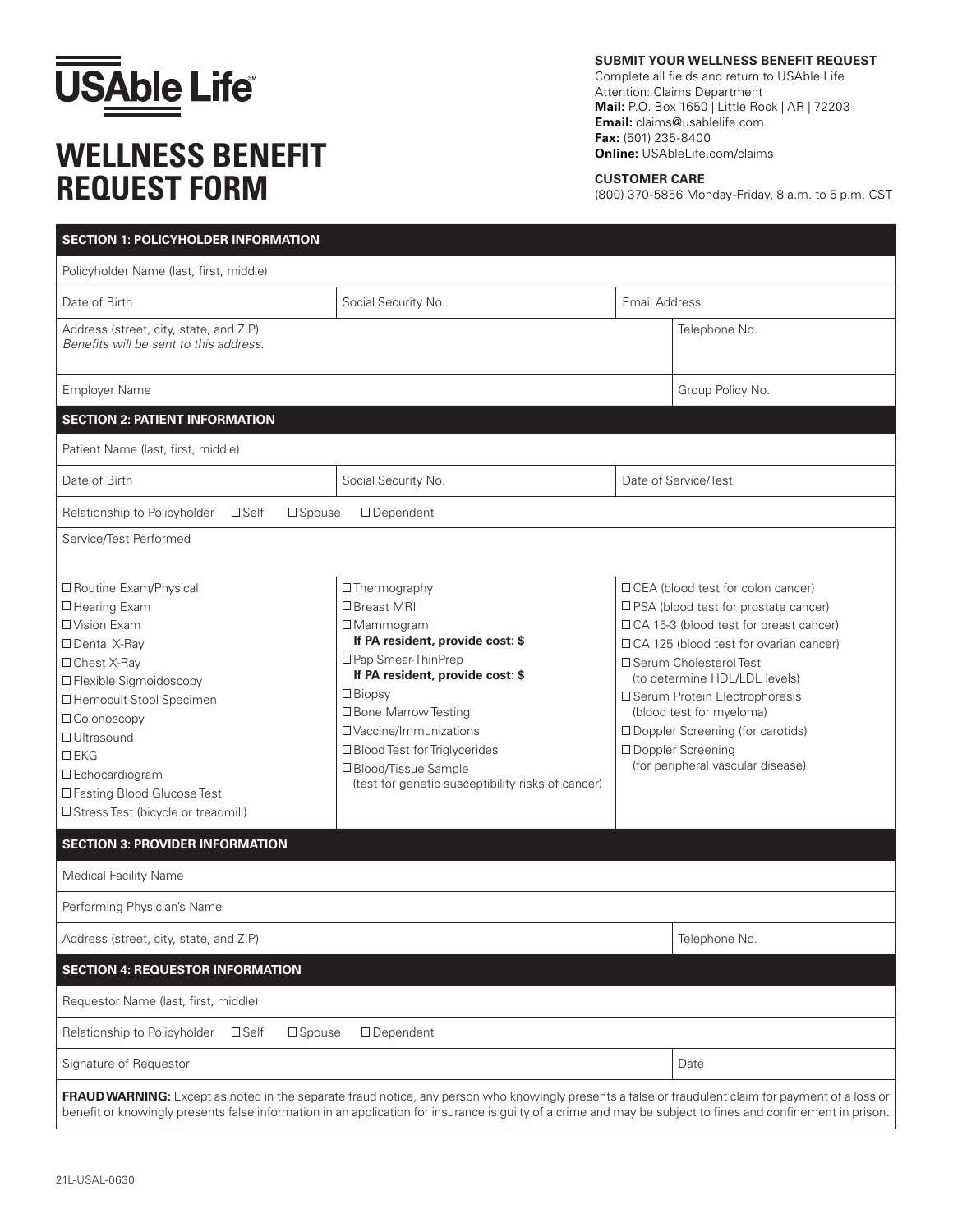# USAble Life

# WELLNESS BENEFIT REQUEST FORM

**SUBMIT YOUR WELLNESS BENEFIT REQUEST**
Complete all fields and return to USAble Life
Attention: Claims Department
**Mail:** P.O. Box 1650 | Little Rock | AR | 72203
**Email:** claims@usablelife.com
**Fax:** (501) 235-8400
**Online:** USAbleLife.com/claims

**CUSTOMER CARE**
(800) 370-5856 Monday-Friday, 8 a.m. to 5 p.m. CST

## SECTION 1: POLICYHOLDER INFORMATION

| Policyholder Name (last, first, middle) | | |
|---|---|---|
| Date of Birth | Social Security No. | Email Address |
| Address (street, city, state, and ZIP) *Benefits will be sent to this address.* | | Telephone No. |
| Employer Name | | Group Policy No. |

## SECTION 2: PATIENT INFORMATION

| Patient Name (last, first, middle) | | |
|---|---|---|
| Date of Birth | Social Security No. | Date of Service/Test |

Relationship to Policyholder ☐ Self ☐ Spouse ☐ Dependent

Service/Test Performed

- ☐ Routine Exam/Physical
- ☐ Hearing Exam
- ☐ Vision Exam
- ☐ Dental X-Ray
- ☐ Chest X-Ray
- ☐ Flexible Sigmoidoscopy
- ☐ Hemocult Stool Specimen
- ☐ Colonoscopy
- ☐ Ultrasound
- ☐ EKG
- ☐ Echocardiogram
- ☐ Fasting Blood Glucose Test
- ☐ Stress Test (bicycle or treadmill)
- ☐ Thermography
- ☐ Breast MRI
- ☐ Mammogram
  **If PA resident, provide cost: $**
- ☐ Pap Smear-ThinPrep
  **If PA resident, provide cost: $**
- ☐ Biopsy
- ☐ Bone Marrow Testing
- ☐ Vaccine/Immunizations
- ☐ Blood Test for Triglycerides
- ☐ Blood/Tissue Sample (test for genetic susceptibility risks of cancer)
- ☐ CEA (blood test for colon cancer)
- ☐ PSA (blood test for prostate cancer)
- ☐ CA 15-3 (blood test for breast cancer)
- ☐ CA 125 (blood test for ovarian cancer)
- ☐ Serum Cholesterol Test (to determine HDL/LDL levels)
- ☐ Serum Protein Electrophoresis (blood test for myeloma)
- ☐ Doppler Screening (for carotids)
- ☐ Doppler Screening (for peripheral vascular disease)

## SECTION 3: PROVIDER INFORMATION

| Medical Facility Name | |
|---|---|
| Performing Physician's Name | |
| Address (street, city, state, and ZIP) | Telephone No. |

## SECTION 4: REQUESTOR INFORMATION

Requestor Name (last, first, middle)

Relationship to Policyholder ☐ Self ☐ Spouse ☐ Dependent

| Signature of Requestor | Date |
|---|---|

**FRAUD WARNING:** Except as noted in the separate fraud notice, any person who knowingly presents a false or fraudulent claim for payment of a loss or benefit or knowingly presents false information in an application for insurance is guilty of a crime and may be subject to fines and confinement in prison.

21L-USAL-0630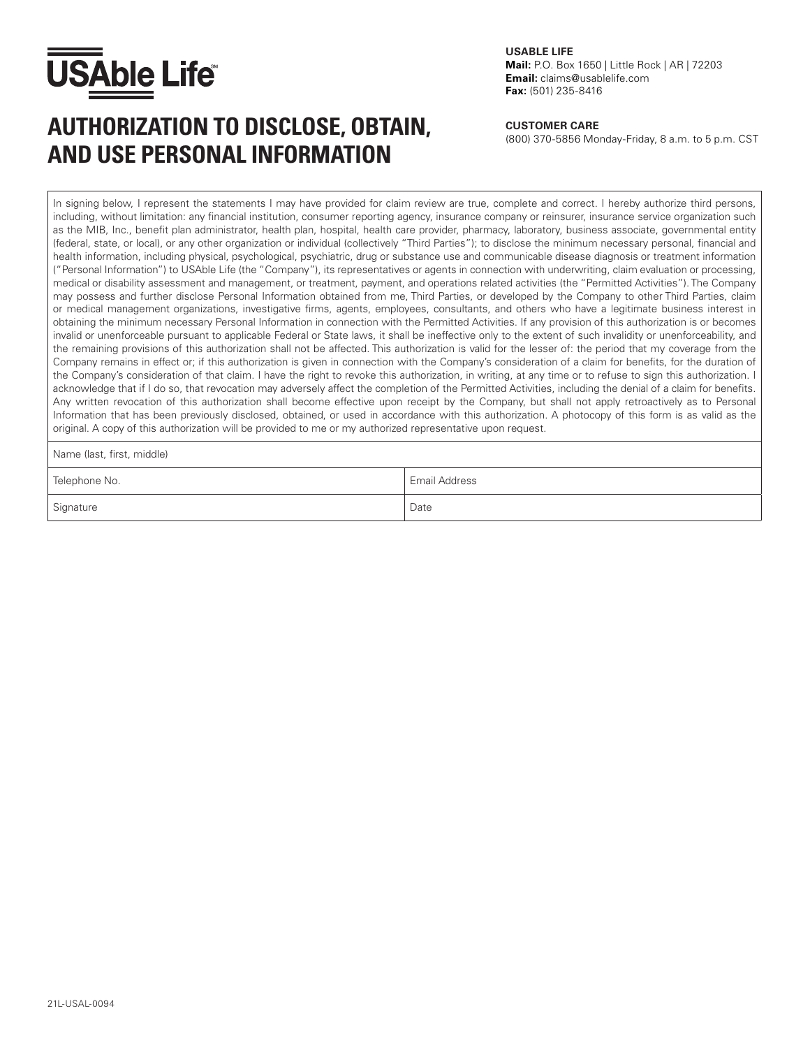USAble Life℠

# AUTHORIZATION TO DISCLOSE, OBTAIN, AND USE PERSONAL INFORMATION

**USABLE LIFE**
**Mail:** P.O. Box 1650 | Little Rock | AR | 72203
**Email:** claims@usablelife.com
**Fax:** (501) 235-8416

**CUSTOMER CARE**
(800) 370-5856 Monday-Friday, 8 a.m. to 5 p.m. CST

In signing below, I represent the statements I may have provided for claim review are true, complete and correct. I hereby authorize third persons, including, without limitation: any financial institution, consumer reporting agency, insurance company or reinsurer, insurance service organization such as the MIB, Inc., benefit plan administrator, health plan, hospital, health care provider, pharmacy, laboratory, business associate, governmental entity (federal, state, or local), or any other organization or individual (collectively "Third Parties"); to disclose the minimum necessary personal, financial and health information, including physical, psychological, psychiatric, drug or substance use and communicable disease diagnosis or treatment information ("Personal Information") to USAble Life (the "Company"), its representatives or agents in connection with underwriting, claim evaluation or processing, medical or disability assessment and management, or treatment, payment, and operations related activities (the "Permitted Activities"). The Company may possess and further disclose Personal Information obtained from me, Third Parties, or developed by the Company to other Third Parties, claim or medical management organizations, investigative firms, agents, employees, consultants, and others who have a legitimate business interest in obtaining the minimum necessary Personal Information in connection with the Permitted Activities. If any provision of this authorization is or becomes invalid or unenforceable pursuant to applicable Federal or State laws, it shall be ineffective only to the extent of such invalidity or unenforceability, and the remaining provisions of this authorization shall not be affected. This authorization is valid for the lesser of: the period that my coverage from the Company remains in effect or; if this authorization is given in connection with the Company's consideration of a claim for benefits, for the duration of the Company's consideration of that claim. I have the right to revoke this authorization, in writing, at any time or to refuse to sign this authorization. I acknowledge that if I do so, that revocation may adversely affect the completion of the Permitted Activities, including the denial of a claim for benefits. Any written revocation of this authorization shall become effective upon receipt by the Company, but shall not apply retroactively as to Personal Information that has been previously disclosed, obtained, or used in accordance with this authorization. A photocopy of this form is as valid as the original. A copy of this authorization will be provided to me or my authorized representative upon request.

| Name (last, first, middle) | |
|---|---|
| Telephone No. | Email Address |
| Signature | Date |

21L-USAL-0094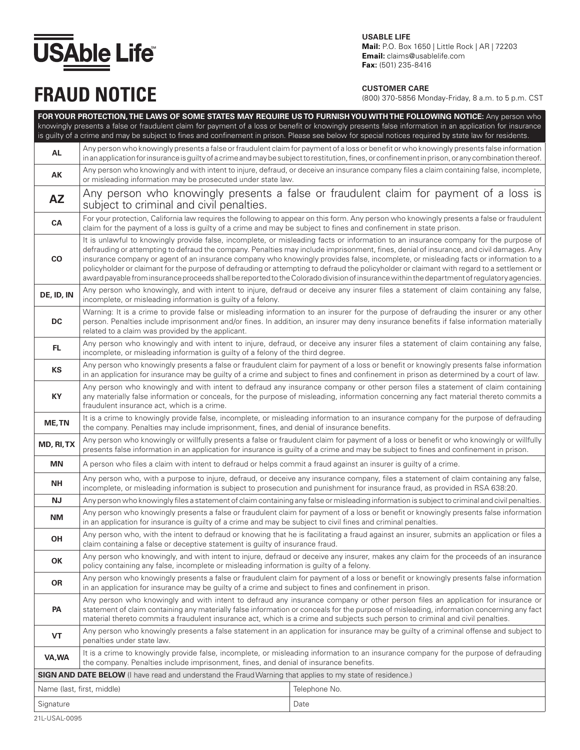# USAble Life

**USABLE LIFE**
**Mail:** P.O. Box 1650 | Little Rock | AR | 72203
**Email:** claims@usablelife.com
**Fax:** (501) 235-8416

# FRAUD NOTICE

**CUSTOMER CARE**
(800) 370-5856 Monday-Friday, 8 a.m. to 5 p.m. CST

**FOR YOUR PROTECTION, THE LAWS OF SOME STATES MAY REQUIRE US TO FURNISH YOU WITH THE FOLLOWING NOTICE:** Any person who knowingly presents a false or fraudulent claim for payment of a loss or benefit or knowingly presents false information in an application for insurance is guilty of a crime and may be subject to fines and confinement in prison. Please see below for special notices required by state law for residents.

| | |
|---|---|
| **AL** | Any person who knowingly presents a false or fraudulent claim for payment of a loss or benefit or who knowingly presents false information in an application for insurance is guilty of a crime and may be subject to restitution, fines, or confinement in prison, or any combination thereof. |
| **AK** | Any person who knowingly and with intent to injure, defraud, or deceive an insurance company files a claim containing false, incomplete, or misleading information may be prosecuted under state law. |
| **AZ** | Any person who knowingly presents a false or fraudulent claim for payment of a loss is subject to criminal and civil penalties. |
| **CA** | For your protection, California law requires the following to appear on this form. Any person who knowingly presents a false or fraudulent claim for the payment of a loss is guilty of a crime and may be subject to fines and confinement in state prison. |
| **CO** | It is unlawful to knowingly provide false, incomplete, or misleading facts or information to an insurance company for the purpose of defrauding or attempting to defraud the company. Penalties may include imprisonment, fines, denial of insurance, and civil damages. Any insurance company or agent of an insurance company who knowingly provides false, incomplete, or misleading facts or information to a policyholder or claimant for the purpose of defrauding or attempting to defraud the policyholder or claimant with regard to a settlement or award payable from insurance proceeds shall be reported to the Colorado division of insurance within the department of regulatory agencies. |
| **DE, ID, IN** | Any person who knowingly, and with intent to injure, defraud or deceive any insurer files a statement of claim containing any false, incomplete, or misleading information is guilty of a felony. |
| **DC** | Warning: It is a crime to provide false or misleading information to an insurer for the purpose of defrauding the insurer or any other person. Penalties include imprisonment and/or fines. In addition, an insurer may deny insurance benefits if false information materially related to a claim was provided by the applicant. |
| **FL** | Any person who knowingly and with intent to injure, defraud, or deceive any insurer files a statement of claim containing any false, incomplete, or misleading information is guilty of a felony of the third degree. |
| **KS** | Any person who knowingly presents a false or fraudulent claim for payment of a loss or benefit or knowingly presents false information in an application for insurance may be guilty of a crime and subject to fines and confinement in prison as determined by a court of law. |
| **KY** | Any person who knowingly and with intent to defraud any insurance company or other person files a statement of claim containing any materially false information or conceals, for the purpose of misleading, information concerning any fact material thereto commits a fraudulent insurance act, which is a crime. |
| **ME, TN** | It is a crime to knowingly provide false, incomplete, or misleading information to an insurance company for the purpose of defrauding the company. Penalties may include imprisonment, fines, and denial of insurance benefits. |
| **MD, RI, TX** | Any person who knowingly or willfully presents a false or fraudulent claim for payment of a loss or benefit or who knowingly or willfully presents false information in an application for insurance is guilty of a crime and may be subject to fines and confinement in prison. |
| **MN** | A person who files a claim with intent to defraud or helps commit a fraud against an insurer is guilty of a crime. |
| **NH** | Any person who, with a purpose to injure, defraud, or deceive any insurance company, files a statement of claim containing any false, incomplete, or misleading information is subject to prosecution and punishment for insurance fraud, as provided in RSA 638:20. |
| **NJ** | Any person who knowingly files a statement of claim containing any false or misleading information is subject to criminal and civil penalties. |
| **NM** | Any person who knowingly presents a false or fraudulent claim for payment of a loss or benefit or knowingly presents false information in an application for insurance is guilty of a crime and may be subject to civil fines and criminal penalties. |
| **OH** | Any person who, with the intent to defraud or knowing that he is facilitating a fraud against an insurer, submits an application or files a claim containing a false or deceptive statement is guilty of insurance fraud. |
| **OK** | Any person who knowingly, and with intent to injure, defraud or deceive any insurer, makes any claim for the proceeds of an insurance policy containing any false, incomplete or misleading information is guilty of a felony. |
| **OR** | Any person who knowingly presents a false or fraudulent claim for payment of a loss or benefit or knowingly presents false information in an application for insurance may be guilty of a crime and subject to fines and confinement in prison. |
| **PA** | Any person who knowingly and with intent to defraud any insurance company or other person files an application for insurance or statement of claim containing any materially false information or conceals for the purpose of misleading, information concerning any fact material thereto commits a fraudulent insurance act, which is a crime and subjects such person to criminal and civil penalties. |
| **VT** | Any person who knowingly presents a false statement in an application for insurance may be guilty of a criminal offense and subject to penalties under state law. |
| **VA, WA** | It is a crime to knowingly provide false, incomplete, or misleading information to an insurance company for the purpose of defrauding the company. Penalties include imprisonment, fines, and denial of insurance benefits. |

**SIGN AND DATE BELOW** (I have read and understand the Fraud Warning that applies to my state of residence.)

| | |
|---|---|
| Name (last, first, middle) | Telephone No. |
| Signature | Date |

21L-USAL-0095